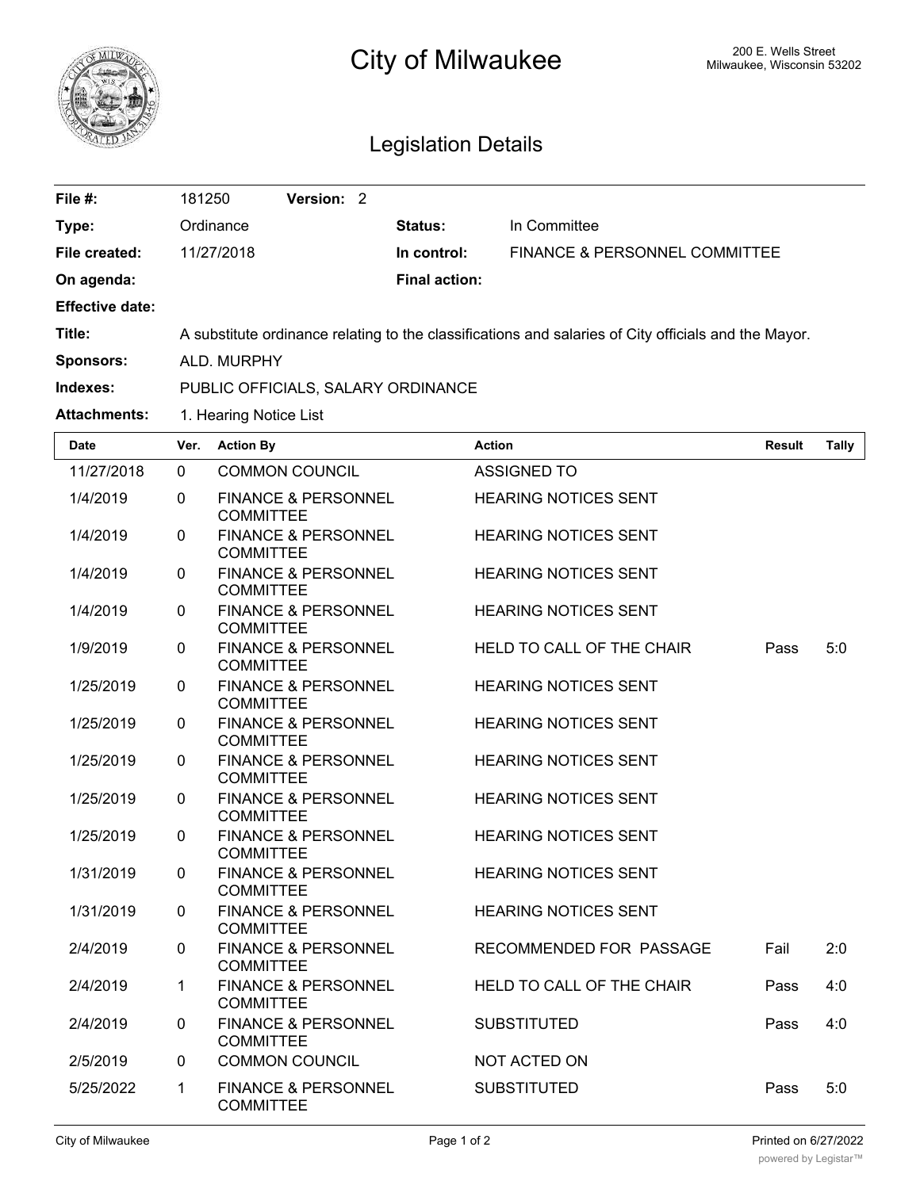# City of Milwaukee

200 E. Wells Street
Milwaukee, Wisconsin 53202

## Legislation Details

| | | | |
|---|---|---|---|
| **File #:** | 181250 **Version:** 2 | | |
| **Type:** | Ordinance | **Status:** | In Committee |
| **File created:** | 11/27/2018 | **In control:** | FINANCE & PERSONNEL COMMITTEE |
| **On agenda:** | | **Final action:** | |
| **Effective date:** | | | |
| **Title:** | A substitute ordinance relating to the classifications and salaries of City officials and the Mayor. | | |
| **Sponsors:** | ALD. MURPHY | | |
| **Indexes:** | PUBLIC OFFICIALS, SALARY ORDINANCE | | |
| **Attachments:** | 1. Hearing Notice List | | |

| Date | Ver. | Action By | Action | Result | Tally |
|---|---|---|---|---|---|
| 11/27/2018 | 0 | COMMON COUNCIL | ASSIGNED TO | | |
| 1/4/2019 | 0 | FINANCE & PERSONNEL COMMITTEE | HEARING NOTICES SENT | | |
| 1/4/2019 | 0 | FINANCE & PERSONNEL COMMITTEE | HEARING NOTICES SENT | | |
| 1/4/2019 | 0 | FINANCE & PERSONNEL COMMITTEE | HEARING NOTICES SENT | | |
| 1/4/2019 | 0 | FINANCE & PERSONNEL COMMITTEE | HEARING NOTICES SENT | | |
| 1/9/2019 | 0 | FINANCE & PERSONNEL COMMITTEE | HELD TO CALL OF THE CHAIR | Pass | 5:0 |
| 1/25/2019 | 0 | FINANCE & PERSONNEL COMMITTEE | HEARING NOTICES SENT | | |
| 1/25/2019 | 0 | FINANCE & PERSONNEL COMMITTEE | HEARING NOTICES SENT | | |
| 1/25/2019 | 0 | FINANCE & PERSONNEL COMMITTEE | HEARING NOTICES SENT | | |
| 1/25/2019 | 0 | FINANCE & PERSONNEL COMMITTEE | HEARING NOTICES SENT | | |
| 1/25/2019 | 0 | FINANCE & PERSONNEL COMMITTEE | HEARING NOTICES SENT | | |
| 1/31/2019 | 0 | FINANCE & PERSONNEL COMMITTEE | HEARING NOTICES SENT | | |
| 1/31/2019 | 0 | FINANCE & PERSONNEL COMMITTEE | HEARING NOTICES SENT | | |
| 2/4/2019 | 0 | FINANCE & PERSONNEL COMMITTEE | RECOMMENDED FOR PASSAGE | Fail | 2:0 |
| 2/4/2019 | 1 | FINANCE & PERSONNEL COMMITTEE | HELD TO CALL OF THE CHAIR | Pass | 4:0 |
| 2/4/2019 | 0 | FINANCE & PERSONNEL COMMITTEE | SUBSTITUTED | Pass | 4:0 |
| 2/5/2019 | 0 | COMMON COUNCIL | NOT ACTED ON | | |
| 5/25/2022 | 1 | FINANCE & PERSONNEL COMMITTEE | SUBSTITUTED | Pass | 5:0 |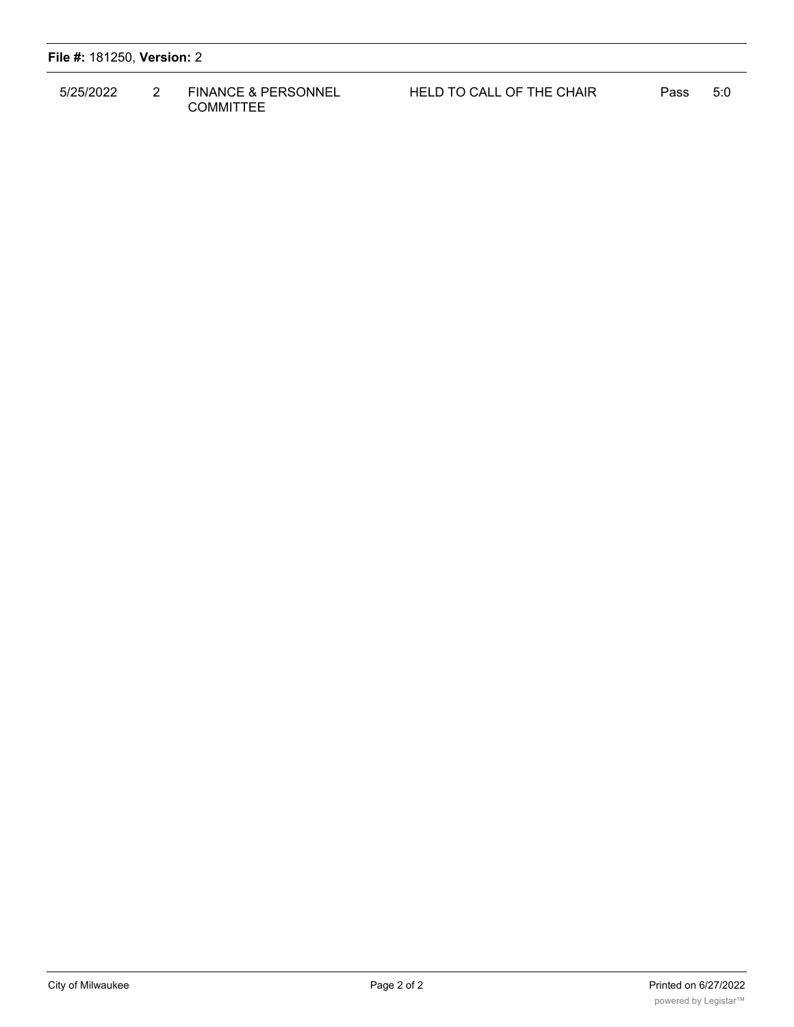**File #:** 181250, **Version:** 2

| | | | | | |
|---|---|---|---|---|---|
| 5/25/2022 | 2 | FINANCE & PERSONNEL COMMITTEE | HELD TO CALL OF THE CHAIR | Pass | 5:0 |